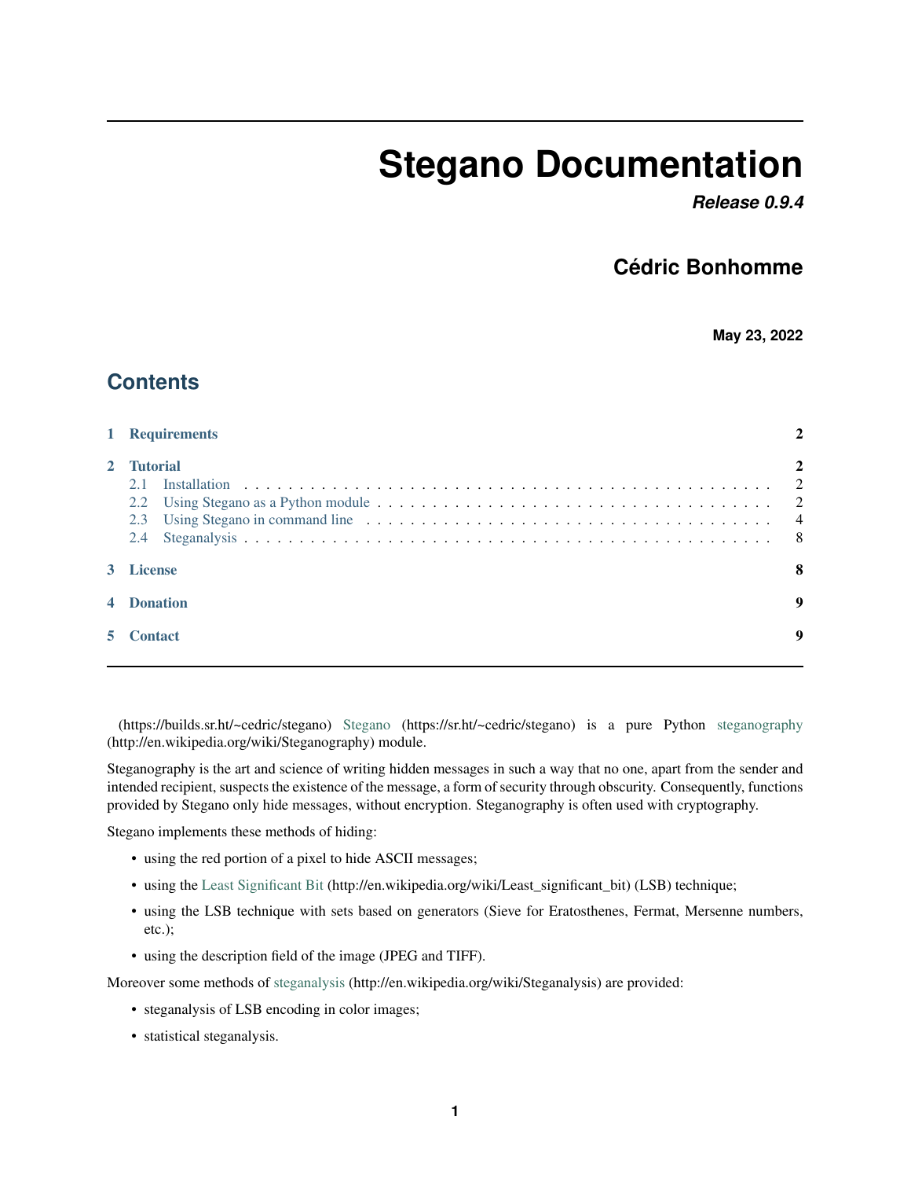# Stegano Documentation

***Release 0.9.4***

## Cédric Bonhomme

**May 23, 2022**

## Contents

| | | |
|---|---|---|
| **1** | **Requirements** | **2** |
| **2** | **Tutorial** | **2** |
| 2.1 | Installation | 2 |
| 2.2 | Using Stegano as a Python module | 2 |
| 2.3 | Using Stegano in command line | 4 |
| 2.4 | Steganalysis | 8 |
| **3** | **License** | **8** |
| **4** | **Donation** | **9** |
| **5** | **Contact** | **9** |

(https://builds.sr.ht/~cedric/stegano) Stegano (https://sr.ht/~cedric/stegano) is a pure Python steganography (http://en.wikipedia.org/wiki/Steganography) module.

Steganography is the art and science of writing hidden messages in such a way that no one, apart from the sender and intended recipient, suspects the existence of the message, a form of security through obscurity. Consequently, functions provided by Stegano only hide messages, without encryption. Steganography is often used with cryptography.

Stegano implements these methods of hiding:

- using the red portion of a pixel to hide ASCII messages;
- using the Least Significant Bit (http://en.wikipedia.org/wiki/Least_significant_bit) (LSB) technique;
- using the LSB technique with sets based on generators (Sieve for Eratosthenes, Fermat, Mersenne numbers, etc.);
- using the description field of the image (JPEG and TIFF).

Moreover some methods of steganalysis (http://en.wikipedia.org/wiki/Steganalysis) are provided:

- steganalysis of LSB encoding in color images;
- statistical steganalysis.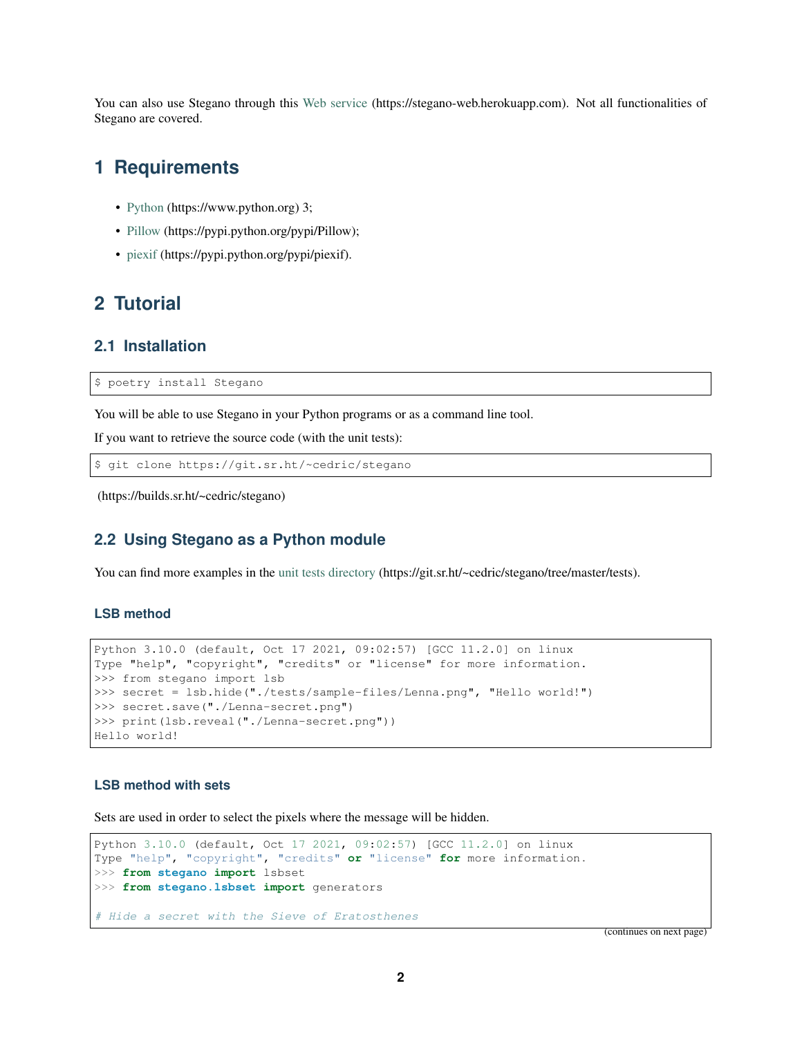You can also use Stegano through this Web service (https://stegano-web.herokuapp.com). Not all functionalities of Stegano are covered.

# 1 Requirements

- Python (https://www.python.org) 3;
- Pillow (https://pypi.python.org/pypi/Pillow);
- piexif (https://pypi.python.org/pypi/piexif).

# 2 Tutorial

## 2.1 Installation

```
$ poetry install Stegano
```

You will be able to use Stegano in your Python programs or as a command line tool.

If you want to retrieve the source code (with the unit tests):

```
$ git clone https://git.sr.ht/~cedric/stegano
```

(https://builds.sr.ht/~cedric/stegano)

## 2.2 Using Stegano as a Python module

You can find more examples in the unit tests directory (https://git.sr.ht/~cedric/stegano/tree/master/tests).

### LSB method

```
Python 3.10.0 (default, Oct 17 2021, 09:02:57) [GCC 11.2.0] on linux
Type "help", "copyright", "credits" or "license" for more information.
>>> from stegano import lsb
>>> secret = lsb.hide("./tests/sample-files/Lenna.png", "Hello world!")
>>> secret.save("./Lenna-secret.png")
>>> print(lsb.reveal("./Lenna-secret.png"))
Hello world!
```

### LSB method with sets

Sets are used in order to select the pixels where the message will be hidden.

```
Python 3.10.0 (default, Oct 17 2021, 09:02:57) [GCC 11.2.0] on linux
Type "help", "copyright", "credits" or "license" for more information.
>>> from stegano import lsbset
>>> from stegano.lsbset import generators

# Hide a secret with the Sieve of Eratosthenes
```

(continues on next page)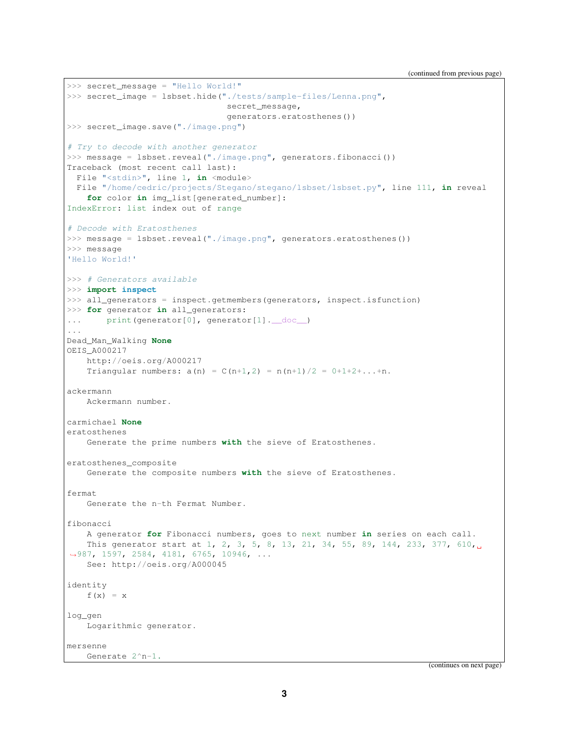(continued from previous page)

```
>>> secret_message = "Hello World!"
>>> secret_image = lsbset.hide("./tests/sample-files/Lenna.png",
                               secret_message,
                               generators.eratosthenes())
>>> secret_image.save("./image.png")

# Try to decode with another generator
>>> message = lsbset.reveal("./image.png", generators.fibonacci())
Traceback (most recent call last):
  File "<stdin>", line 1, in <module>
  File "/home/cedric/projects/Stegano/stegano/lsbset/lsbset.py", line 111, in reveal
    for color in img_list[generated_number]:
IndexError: list index out of range

# Decode with Eratosthenes
>>> message = lsbset.reveal("./image.png", generators.eratosthenes())
>>> message
'Hello World!'

>>> # Generators available
>>> import inspect
>>> all_generators = inspect.getmembers(generators, inspect.isfunction)
>>> for generator in all_generators:
...     print(generator[0], generator[1].__doc__)
...
Dead_Man_Walking None
OEIS_A000217
    http://oeis.org/A000217
    Triangular numbers: a(n) = C(n+1,2) = n(n+1)/2 = 0+1+2+...+n.

ackermann
    Ackermann number.

carmichael None
eratosthenes
    Generate the prime numbers with the sieve of Eratosthenes.

eratosthenes_composite
    Generate the composite numbers with the sieve of Eratosthenes.

fermat
    Generate the n-th Fermat Number.

fibonacci
    A generator for Fibonacci numbers, goes to next number in series on each call.
    This generator start at 1, 2, 3, 5, 8, 13, 21, 34, 55, 89, 144, 233, 377, 610,
→987, 1597, 2584, 4181, 6765, 10946, ...
    See: http://oeis.org/A000045

identity
    f(x) = x

log_gen
    Logarithmic generator.

mersenne
    Generate 2^n-1.
```

(continues on next page)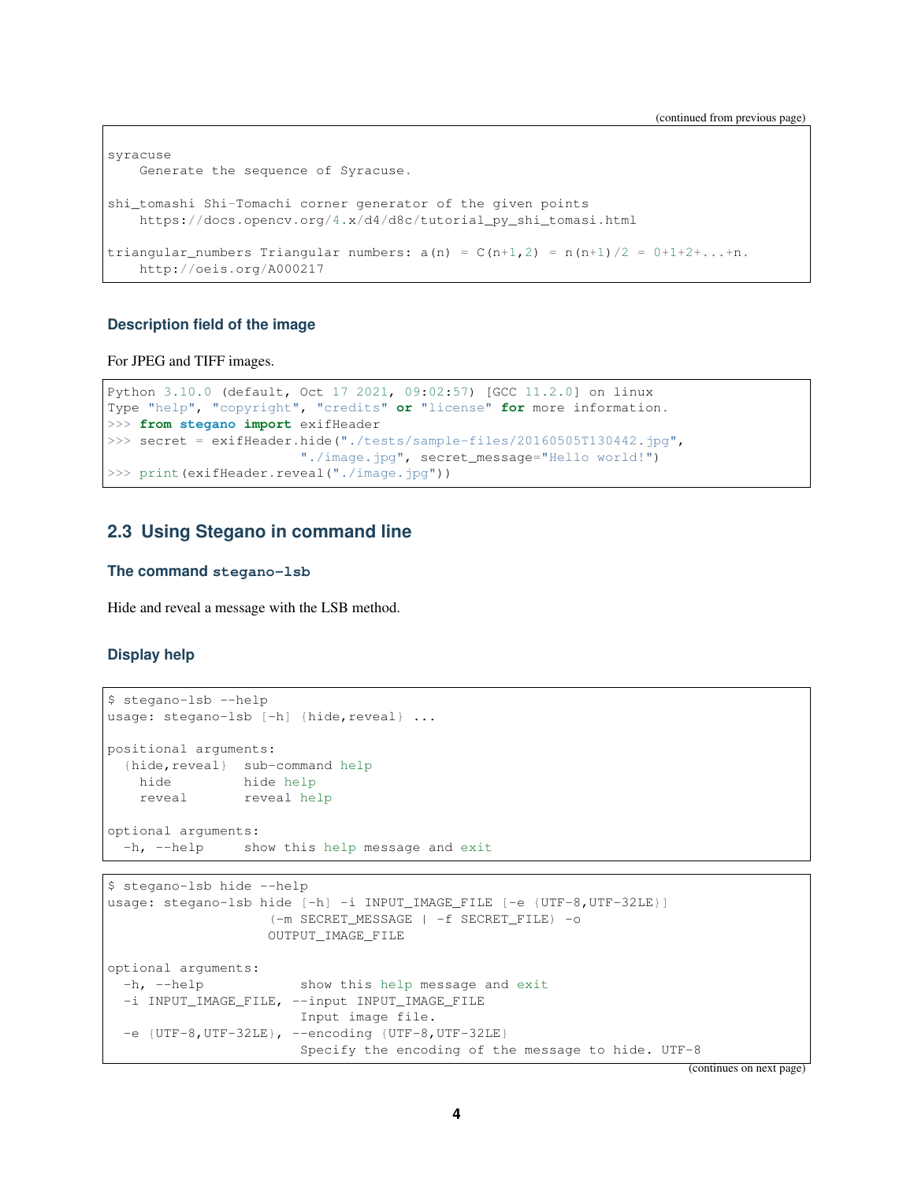(continued from previous page)

```
syracuse
    Generate the sequence of Syracuse.

shi_tomashi Shi-Tomachi corner generator of the given points
    https://docs.opencv.org/4.x/d4/d8c/tutorial_py_shi_tomasi.html

triangular_numbers Triangular numbers: a(n) = C(n+1,2) = n(n+1)/2 = 0+1+2+...+n.
    http://oeis.org/A000217
```

### Description field of the image

For JPEG and TIFF images.

```
Python 3.10.0 (default, Oct 17 2021, 09:02:57) [GCC 11.2.0] on linux
Type "help", "copyright", "credits" or "license" for more information.
>>> from stegano import exifHeader
>>> secret = exifHeader.hide("./tests/sample-files/20160505T130442.jpg",
                        "./image.jpg", secret_message="Hello world!")
>>> print(exifHeader.reveal("./image.jpg"))
```

## 2.3 Using Stegano in command line

### The command `stegano-lsb`

Hide and reveal a message with the LSB method.

### Display help

```
$ stegano-lsb --help
usage: stegano-lsb [-h] {hide,reveal} ...

positional arguments:
  {hide,reveal}  sub-command help
    hide         hide help
    reveal       reveal help

optional arguments:
  -h, --help     show this help message and exit
```

```
$ stegano-lsb hide --help
usage: stegano-lsb hide [-h] -i INPUT_IMAGE_FILE [-e {UTF-8,UTF-32LE}]
                    (-m SECRET_MESSAGE | -f SECRET_FILE) -o
                    OUTPUT_IMAGE_FILE

optional arguments:
  -h, --help            show this help message and exit
  -i INPUT_IMAGE_FILE, --input INPUT_IMAGE_FILE
                        Input image file.
  -e {UTF-8,UTF-32LE}, --encoding {UTF-8,UTF-32LE}
                        Specify the encoding of the message to hide. UTF-8
```

(continues on next page)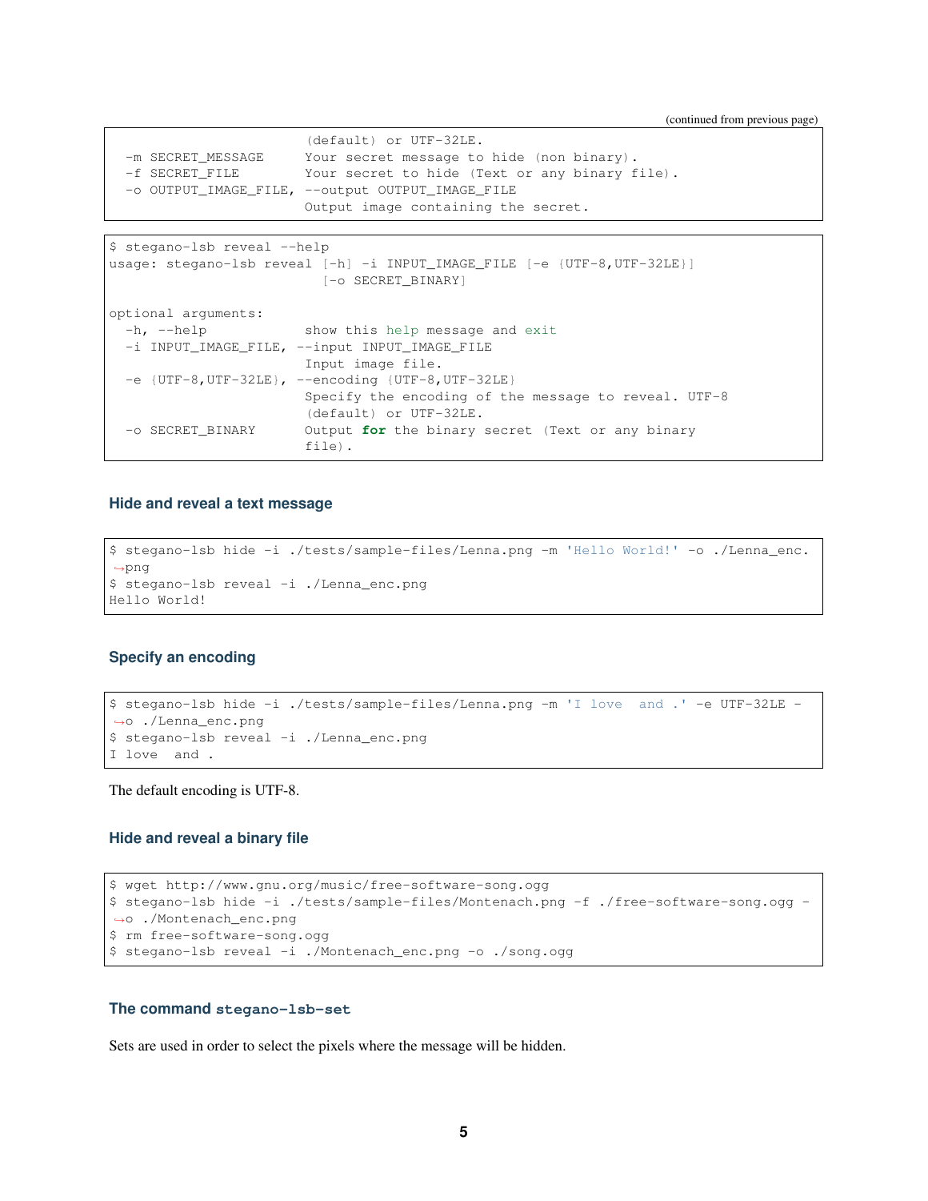(continued from previous page)

```
                        (default) or UTF-32LE.
  -m SECRET_MESSAGE     Your secret message to hide (non binary).
  -f SECRET_FILE        Your secret to hide (Text or any binary file).
  -o OUTPUT_IMAGE_FILE, --output OUTPUT_IMAGE_FILE
                        Output image containing the secret.
```

```
$ stegano-lsb reveal --help
usage: stegano-lsb reveal [-h] -i INPUT_IMAGE_FILE [-e {UTF-8,UTF-32LE}]
                          [-o SECRET_BINARY]

optional arguments:
  -h, --help            show this help message and exit
  -i INPUT_IMAGE_FILE, --input INPUT_IMAGE_FILE
                        Input image file.
  -e {UTF-8,UTF-32LE}, --encoding {UTF-8,UTF-32LE}
                        Specify the encoding of the message to reveal. UTF-8
                        (default) or UTF-32LE.
  -o SECRET_BINARY      Output for the binary secret (Text or any binary
                        file).
```

### Hide and reveal a text message

```
$ stegano-lsb hide -i ./tests/sample-files/Lenna.png -m 'Hello World!' -o ./Lenna_enc.
↪png
$ stegano-lsb reveal -i ./Lenna_enc.png
Hello World!
```

### Specify an encoding

```
$ stegano-lsb hide -i ./tests/sample-files/Lenna.png -m 'I love  and .' -e UTF-32LE -
↪o ./Lenna_enc.png
$ stegano-lsb reveal -i ./Lenna_enc.png
I love  and .
```

The default encoding is UTF-8.

### Hide and reveal a binary file

```
$ wget http://www.gnu.org/music/free-software-song.ogg
$ stegano-lsb hide -i ./tests/sample-files/Montenach.png -f ./free-software-song.ogg -
↪o ./Montenach_enc.png
$ rm free-software-song.ogg
$ stegano-lsb reveal -i ./Montenach_enc.png -o ./song.ogg
```

### The command `stegano-lsb-set`

Sets are used in order to select the pixels where the message will be hidden.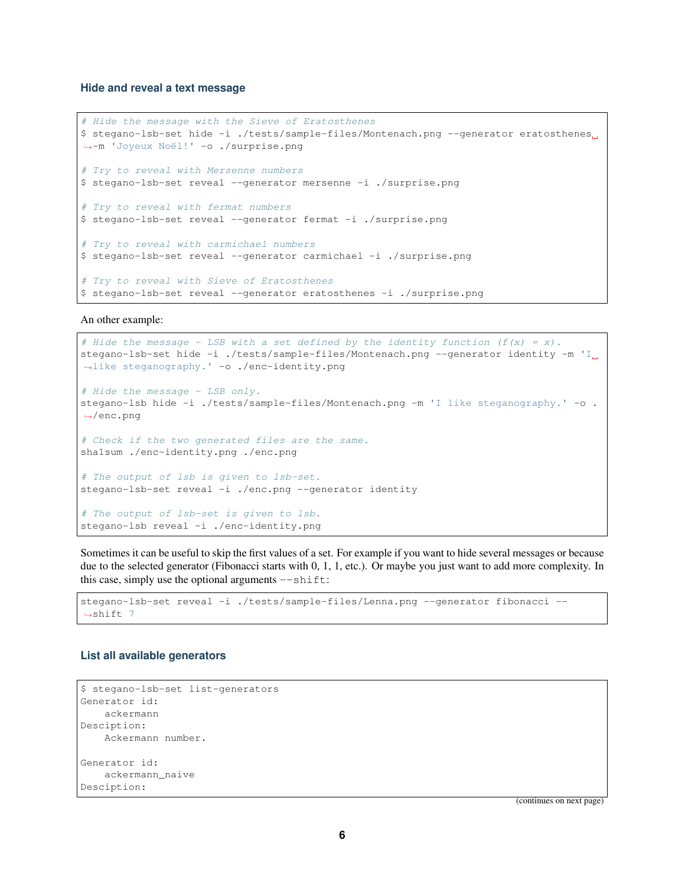### Hide and reveal a text message

```
# Hide the message with the Sieve of Eratosthenes
$ stegano-lsb-set hide -i ./tests/sample-files/Montenach.png --generator eratosthenes -m 'Joyeux Noël!' -o ./surprise.png

# Try to reveal with Mersenne numbers
$ stegano-lsb-set reveal --generator mersenne -i ./surprise.png

# Try to reveal with fermat numbers
$ stegano-lsb-set reveal --generator fermat -i ./surprise.png

# Try to reveal with carmichael numbers
$ stegano-lsb-set reveal --generator carmichael -i ./surprise.png

# Try to reveal with Sieve of Eratosthenes
$ stegano-lsb-set reveal --generator eratosthenes -i ./surprise.png
```

An other example:

```
# Hide the message - LSB with a set defined by the identity function (f(x) = x).
stegano-lsb-set hide -i ./tests/sample-files/Montenach.png --generator identity -m 'I like steganography.' -o ./enc-identity.png

# Hide the message - LSB only.
stegano-lsb hide -i ./tests/sample-files/Montenach.png -m 'I like steganography.' -o ./enc.png

# Check if the two generated files are the same.
sha1sum ./enc-identity.png ./enc.png

# The output of lsb is given to lsb-set.
stegano-lsb-set reveal -i ./enc.png --generator identity

# The output of lsb-set is given to lsb.
stegano-lsb reveal -i ./enc-identity.png
```

Sometimes it can be useful to skip the first values of a set. For example if you want to hide several messages or because due to the selected generator (Fibonacci starts with 0, 1, 1, etc.). Or maybe you just want to add more complexity. In this case, simply use the optional arguments `--shift`:

```
stegano-lsb-set reveal -i ./tests/sample-files/Lenna.png --generator fibonacci --shift 7
```

### List all available generators

```
$ stegano-lsb-set list-generators
Generator id:
    ackermann
Desciption:
    Ackermann number.

Generator id:
    ackermann_naive
Desciption:
```

(continues on next page)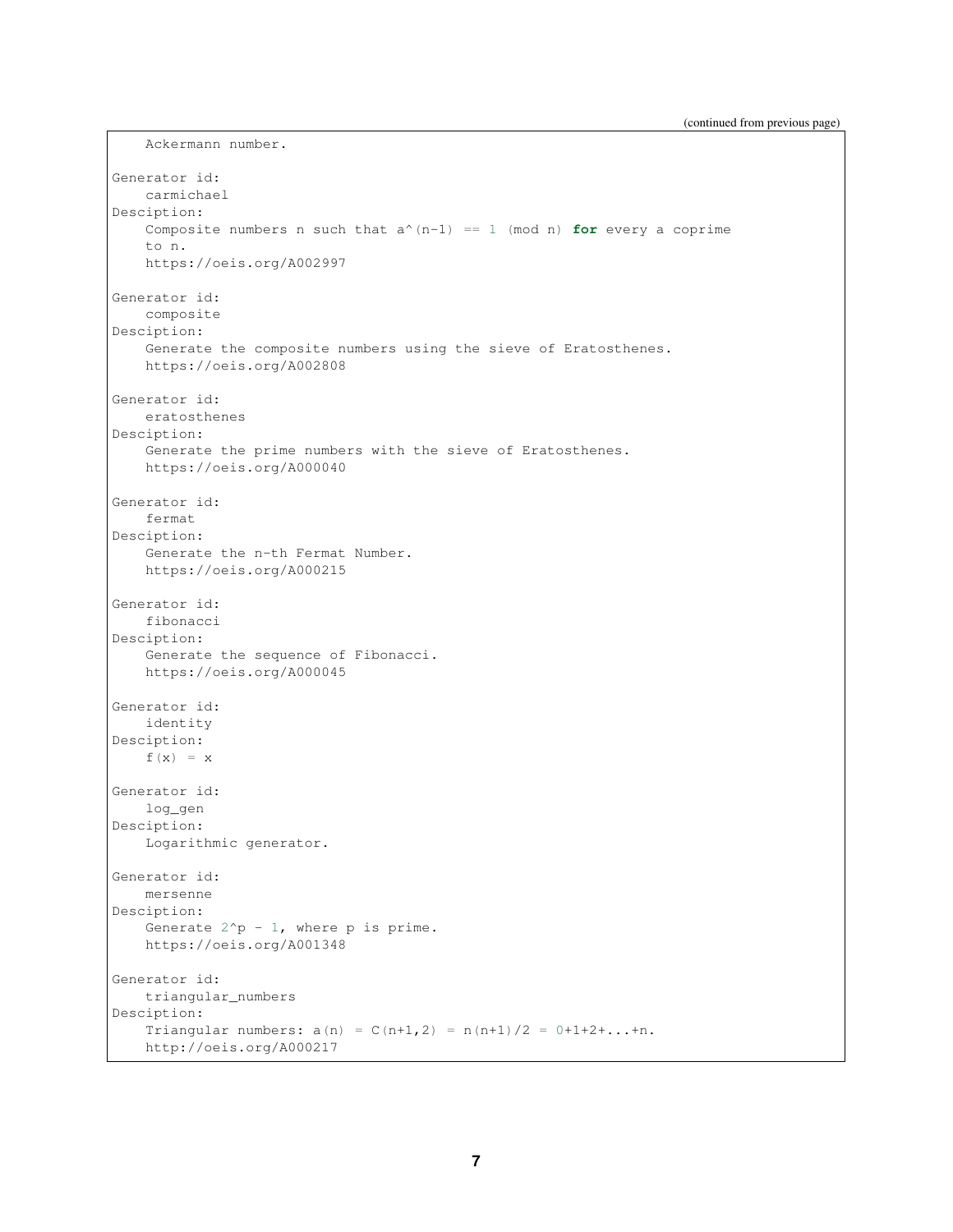(continued from previous page)

```
    Ackermann number.

Generator id:
    carmichael
Desciption:
    Composite numbers n such that a^(n-1) == 1 (mod n) for every a coprime
    to n.
    https://oeis.org/A002997

Generator id:
    composite
Desciption:
    Generate the composite numbers using the sieve of Eratosthenes.
    https://oeis.org/A002808

Generator id:
    eratosthenes
Desciption:
    Generate the prime numbers with the sieve of Eratosthenes.
    https://oeis.org/A000040

Generator id:
    fermat
Desciption:
    Generate the n-th Fermat Number.
    https://oeis.org/A000215

Generator id:
    fibonacci
Desciption:
    Generate the sequence of Fibonacci.
    https://oeis.org/A000045

Generator id:
    identity
Desciption:
    f(x) = x

Generator id:
    log_gen
Desciption:
    Logarithmic generator.

Generator id:
    mersenne
Desciption:
    Generate 2^p - 1, where p is prime.
    https://oeis.org/A001348

Generator id:
    triangular_numbers
Desciption:
    Triangular numbers: a(n) = C(n+1,2) = n(n+1)/2 = 0+1+2+...+n.
    http://oeis.org/A000217
```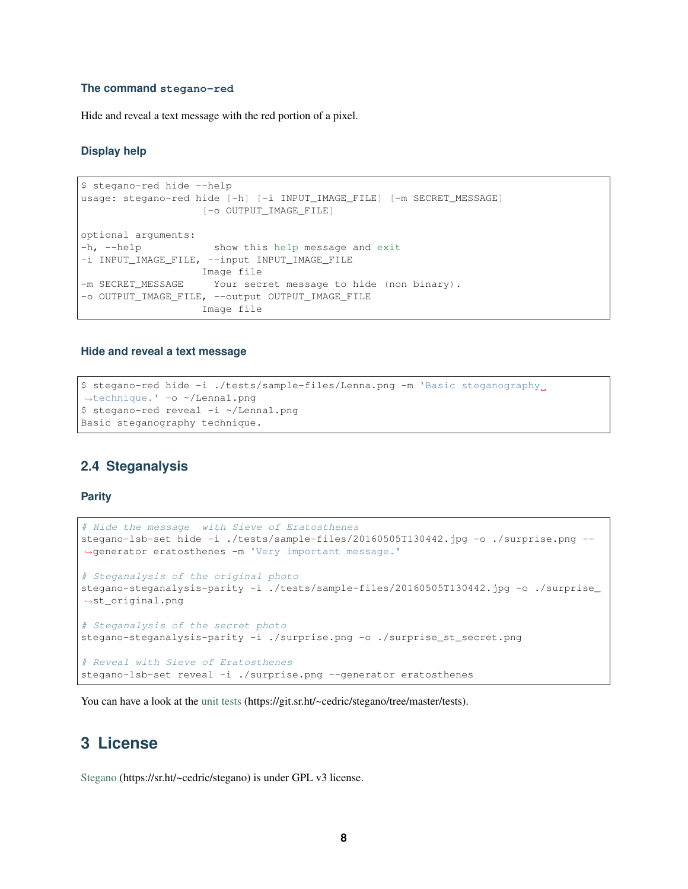### The command `stegano-red`

Hide and reveal a text message with the red portion of a pixel.

#### Display help

```
$ stegano-red hide --help
usage: stegano-red hide [-h] [-i INPUT_IMAGE_FILE] [-m SECRET_MESSAGE]
                    [-o OUTPUT_IMAGE_FILE]

optional arguments:
-h, --help            show this help message and exit
-i INPUT_IMAGE_FILE, --input INPUT_IMAGE_FILE
                    Image file
-m SECRET_MESSAGE     Your secret message to hide (non binary).
-o OUTPUT_IMAGE_FILE, --output OUTPUT_IMAGE_FILE
                    Image file
```

#### Hide and reveal a text message

```
$ stegano-red hide -i ./tests/sample-files/Lenna.png -m 'Basic steganography technique.' -o ~/Lenna1.png
$ stegano-red reveal -i ~/Lenna1.png
Basic steganography technique.
```

## 2.4 Steganalysis

### Parity

```
# Hide the message  with Sieve of Eratosthenes
stegano-lsb-set hide -i ./tests/sample-files/20160505T130442.jpg -o ./surprise.png --generator eratosthenes -m 'Very important message.'

# Steganalysis of the original photo
stegano-steganalysis-parity -i ./tests/sample-files/20160505T130442.jpg -o ./surprise_st_original.png

# Steganalysis of the secret photo
stegano-steganalysis-parity -i ./surprise.png -o ./surprise_st_secret.png

# Reveal with Sieve of Eratosthenes
stegano-lsb-set reveal -i ./surprise.png --generator eratosthenes
```

You can have a look at the unit tests (https://git.sr.ht/~cedric/stegano/tree/master/tests).

# 3 License

Stegano (https://sr.ht/~cedric/stegano) is under GPL v3 license.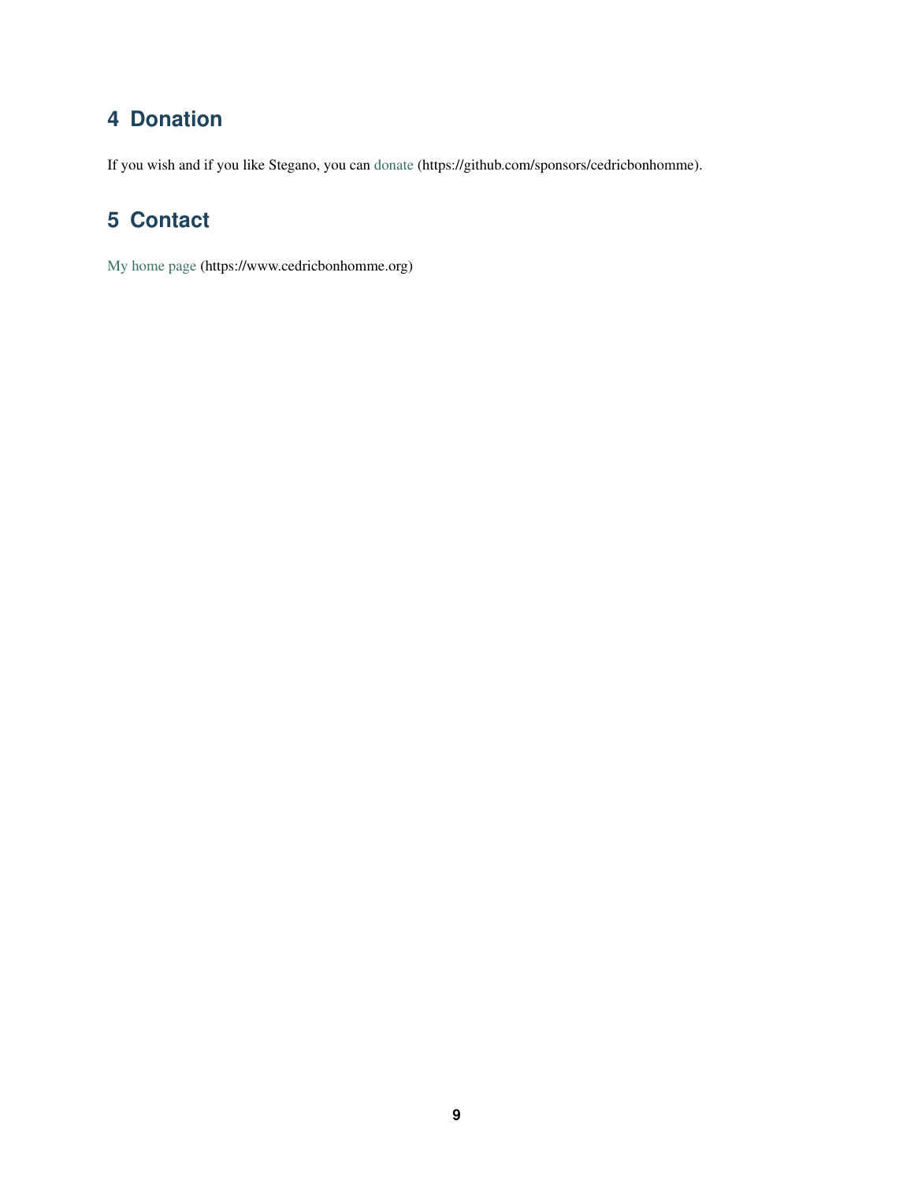## 4 Donation

If you wish and if you like Stegano, you can donate (https://github.com/sponsors/cedricbonhomme).

## 5 Contact

My home page (https://www.cedricbonhomme.org)